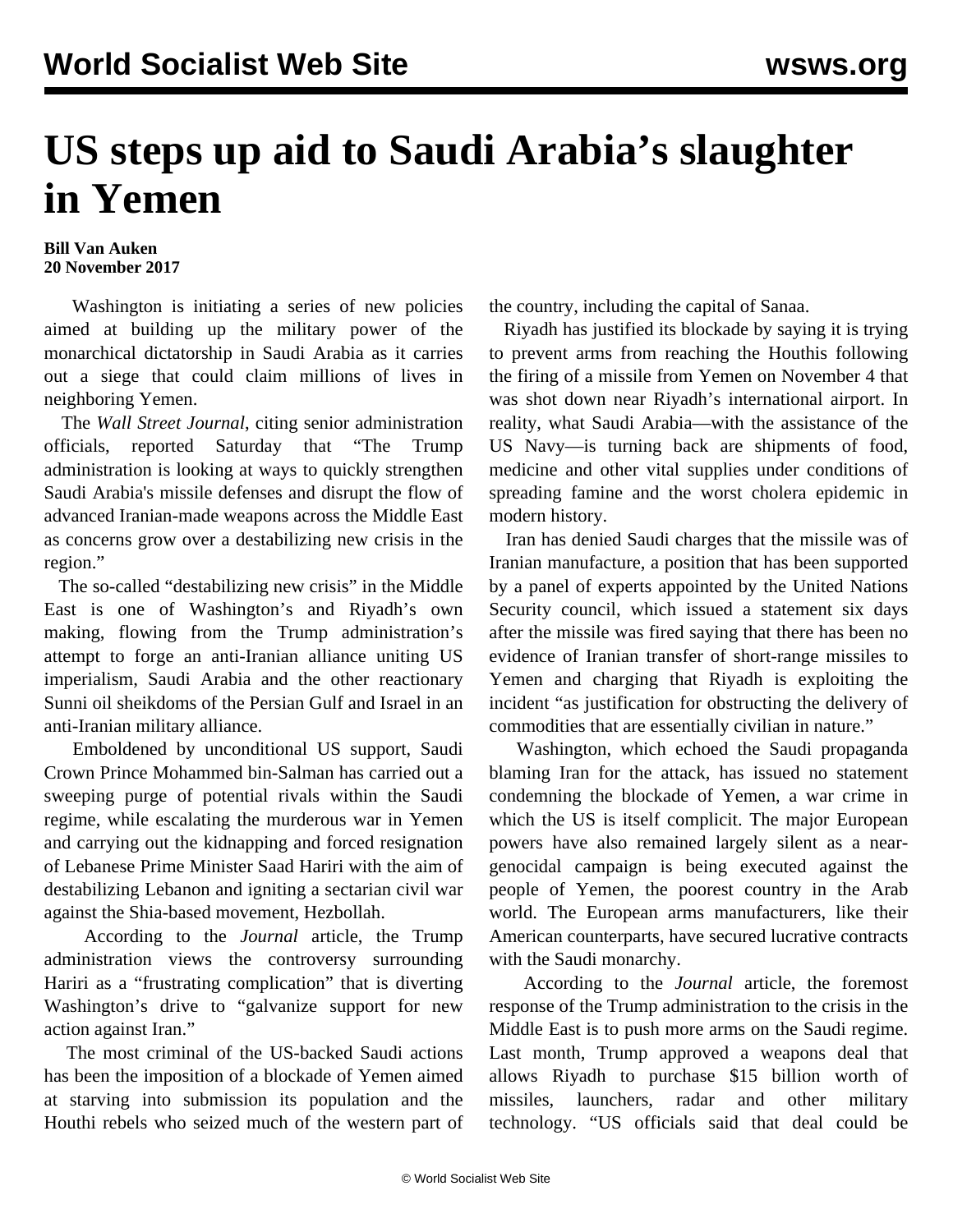# US steps up aid to Saudi Arabia's slaughter in Yemen

**Bill Van Auken**
**20 November 2017**

Washington is initiating a series of new policies aimed at building up the military power of the monarchical dictatorship in Saudi Arabia as it carries out a siege that could claim millions of lives in neighboring Yemen.

The *Wall Street Journal*, citing senior administration officials, reported Saturday that "The Trump administration is looking at ways to quickly strengthen Saudi Arabia's missile defenses and disrupt the flow of advanced Iranian-made weapons across the Middle East as concerns grow over a destabilizing new crisis in the region."

The so-called "destabilizing new crisis" in the Middle East is one of Washington's and Riyadh's own making, flowing from the Trump administration's attempt to forge an anti-Iranian alliance uniting US imperialism, Saudi Arabia and the other reactionary Sunni oil sheikdoms of the Persian Gulf and Israel in an anti-Iranian military alliance.

Emboldened by unconditional US support, Saudi Crown Prince Mohammed bin-Salman has carried out a sweeping purge of potential rivals within the Saudi regime, while escalating the murderous war in Yemen and carrying out the kidnapping and forced resignation of Lebanese Prime Minister Saad Hariri with the aim of destabilizing Lebanon and igniting a sectarian civil war against the Shia-based movement, Hezbollah.

According to the *Journal* article, the Trump administration views the controversy surrounding Hariri as a "frustrating complication" that is diverting Washington's drive to "galvanize support for new action against Iran."

The most criminal of the US-backed Saudi actions has been the imposition of a blockade of Yemen aimed at starving into submission its population and the Houthi rebels who seized much of the western part of the country, including the capital of Sanaa.

Riyadh has justified its blockade by saying it is trying to prevent arms from reaching the Houthis following the firing of a missile from Yemen on November 4 that was shot down near Riyadh's international airport. In reality, what Saudi Arabia—with the assistance of the US Navy—is turning back are shipments of food, medicine and other vital supplies under conditions of spreading famine and the worst cholera epidemic in modern history.

Iran has denied Saudi charges that the missile was of Iranian manufacture, a position that has been supported by a panel of experts appointed by the United Nations Security council, which issued a statement six days after the missile was fired saying that there has been no evidence of Iranian transfer of short-range missiles to Yemen and charging that Riyadh is exploiting the incident "as justification for obstructing the delivery of commodities that are essentially civilian in nature."

Washington, which echoed the Saudi propaganda blaming Iran for the attack, has issued no statement condemning the blockade of Yemen, a war crime in which the US is itself complicit. The major European powers have also remained largely silent as a near-genocidal campaign is being executed against the people of Yemen, the poorest country in the Arab world. The European arms manufacturers, like their American counterparts, have secured lucrative contracts with the Saudi monarchy.

According to the *Journal* article, the foremost response of the Trump administration to the crisis in the Middle East is to push more arms on the Saudi regime. Last month, Trump approved a weapons deal that allows Riyadh to purchase $15 billion worth of missiles, launchers, radar and other military technology. "US officials said that deal could be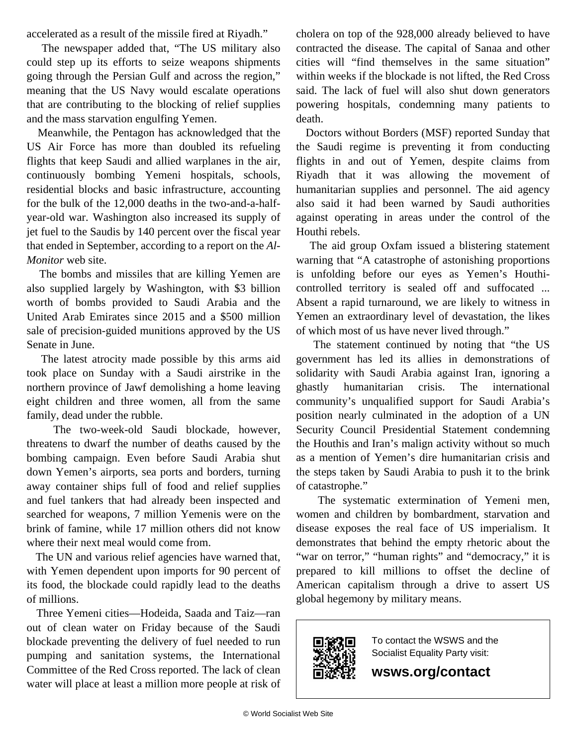accelerated as a result of the missile fired at Riyadh."

The newspaper added that, "The US military also could step up its efforts to seize weapons shipments going through the Persian Gulf and across the region," meaning that the US Navy would escalate operations that are contributing to the blocking of relief supplies and the mass starvation engulfing Yemen.

Meanwhile, the Pentagon has acknowledged that the US Air Force has more than doubled its refueling flights that keep Saudi and allied warplanes in the air, continuously bombing Yemeni hospitals, schools, residential blocks and basic infrastructure, accounting for the bulk of the 12,000 deaths in the two-and-a-half-year-old war. Washington also increased its supply of jet fuel to the Saudis by 140 percent over the fiscal year that ended in September, according to a report on the *Al-Monitor* web site.

The bombs and missiles that are killing Yemen are also supplied largely by Washington, with $3 billion worth of bombs provided to Saudi Arabia and the United Arab Emirates since 2015 and a $500 million sale of precision-guided munitions approved by the US Senate in June.

The latest atrocity made possible by this arms aid took place on Sunday with a Saudi airstrike in the northern province of Jawf demolishing a home leaving eight children and three women, all from the same family, dead under the rubble.

The two-week-old Saudi blockade, however, threatens to dwarf the number of deaths caused by the bombing campaign. Even before Saudi Arabia shut down Yemen's airports, sea ports and borders, turning away container ships full of food and relief supplies and fuel tankers that had already been inspected and searched for weapons, 7 million Yemenis were on the brink of famine, while 17 million others did not know where their next meal would come from.

The UN and various relief agencies have warned that, with Yemen dependent upon imports for 90 percent of its food, the blockade could rapidly lead to the deaths of millions.

Three Yemeni cities—Hodeida, Saada and Taiz—ran out of clean water on Friday because of the Saudi blockade preventing the delivery of fuel needed to run pumping and sanitation systems, the International Committee of the Red Cross reported. The lack of clean water will place at least a million more people at risk of cholera on top of the 928,000 already believed to have contracted the disease. The capital of Sanaa and other cities will "find themselves in the same situation" within weeks if the blockade is not lifted, the Red Cross said. The lack of fuel will also shut down generators powering hospitals, condemning many patients to death.

Doctors without Borders (MSF) reported Sunday that the Saudi regime is preventing it from conducting flights in and out of Yemen, despite claims from Riyadh that it was allowing the movement of humanitarian supplies and personnel. The aid agency also said it had been warned by Saudi authorities against operating in areas under the control of the Houthi rebels.

The aid group Oxfam issued a blistering statement warning that "A catastrophe of astonishing proportions is unfolding before our eyes as Yemen's Houthi-controlled territory is sealed off and suffocated ... Absent a rapid turnaround, we are likely to witness in Yemen an extraordinary level of devastation, the likes of which most of us have never lived through."

The statement continued by noting that "the US government has led its allies in demonstrations of solidarity with Saudi Arabia against Iran, ignoring a ghastly humanitarian crisis. The international community's unqualified support for Saudi Arabia's position nearly culminated in the adoption of a UN Security Council Presidential Statement condemning the Houthis and Iran's malign activity without so much as a mention of Yemen's dire humanitarian crisis and the steps taken by Saudi Arabia to push it to the brink of catastrophe."

The systematic extermination of Yemeni men, women and children by bombardment, starvation and disease exposes the real face of US imperialism. It demonstrates that behind the empty rhetoric about the "war on terror," "human rights" and "democracy," it is prepared to kill millions to offset the decline of American capitalism through a drive to assert US global hegemony by military means.

To contact the WSWS and the Socialist Equality Party visit:

**wsws.org/contact**